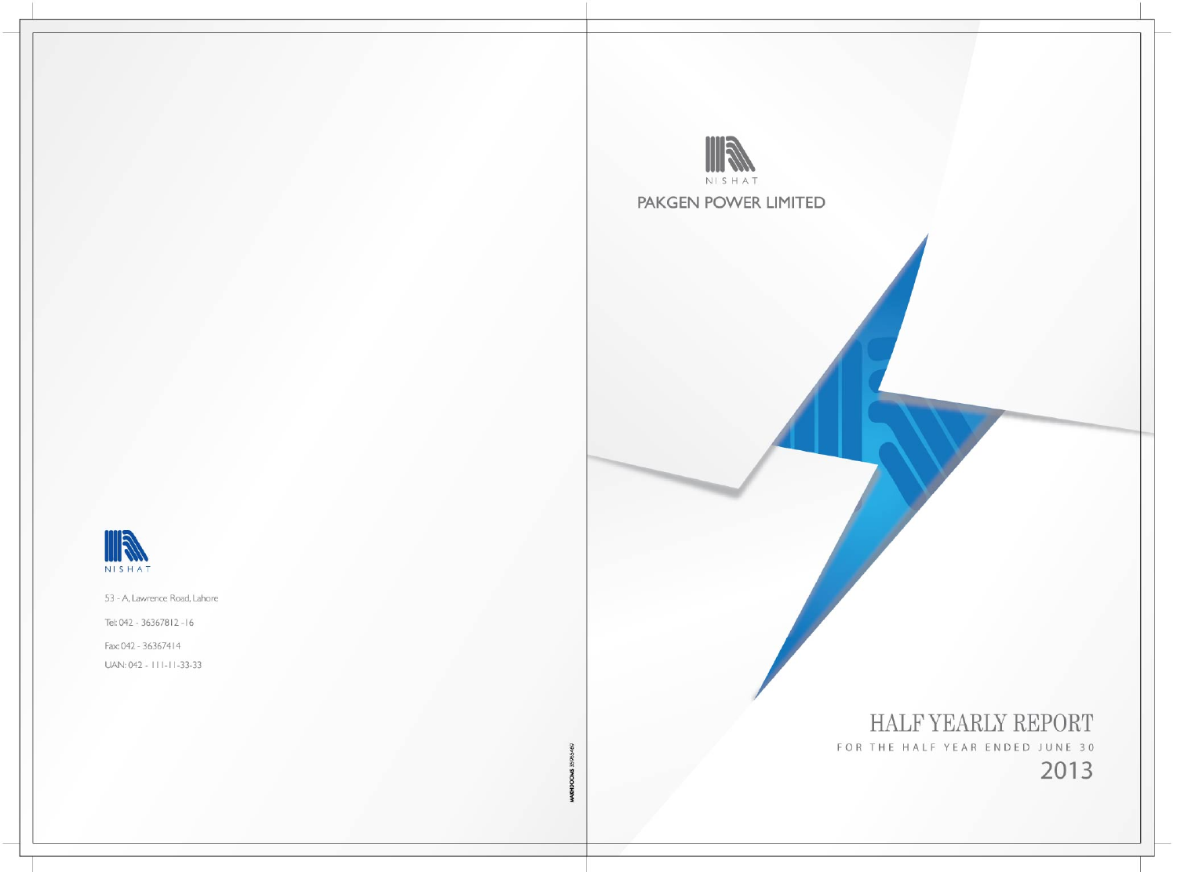NISHAT

# PAKGEN POWER LIMITED

# HALF YEARLY REPORT

FOR THE HALF YEAR ENDED JUNE 30

2013

NISHAT

53 - A, Lawrence Road, Lahore

Tel: 042 - 36367812 - 16

Fax: 042 - 36367414

UAN: 042 - 111-11-33-33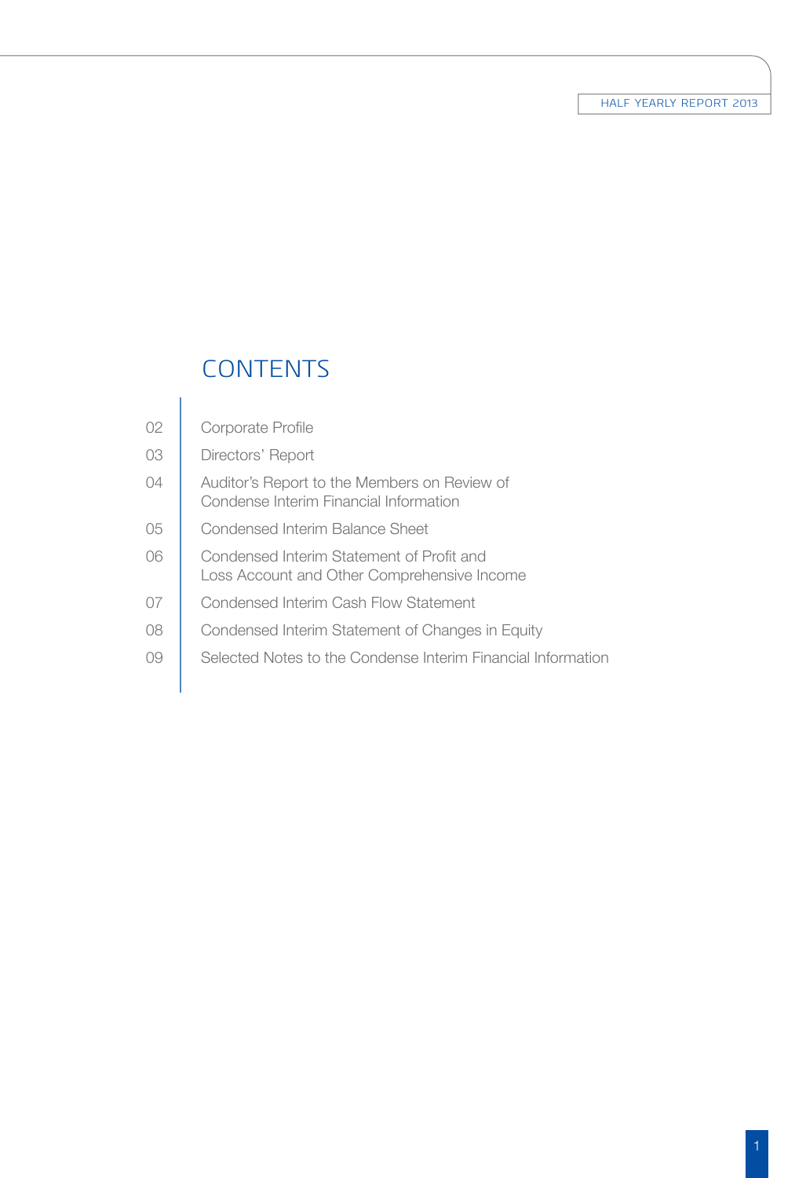# CONTENTS

| | |
|---|---|
| 02 | Corporate Profile |
| 03 | Directors' Report |
| 04 | Auditor's Report to the Members on Review of Condense Interim Financial Information |
| 05 | Condensed Interim Balance Sheet |
| 06 | Condensed Interim Statement of Profit and Loss Account and Other Comprehensive Income |
| 07 | Condensed Interim Cash Flow Statement |
| 08 | Condensed Interim Statement of Changes in Equity |
| 09 | Selected Notes to the Condense Interim Financial Information |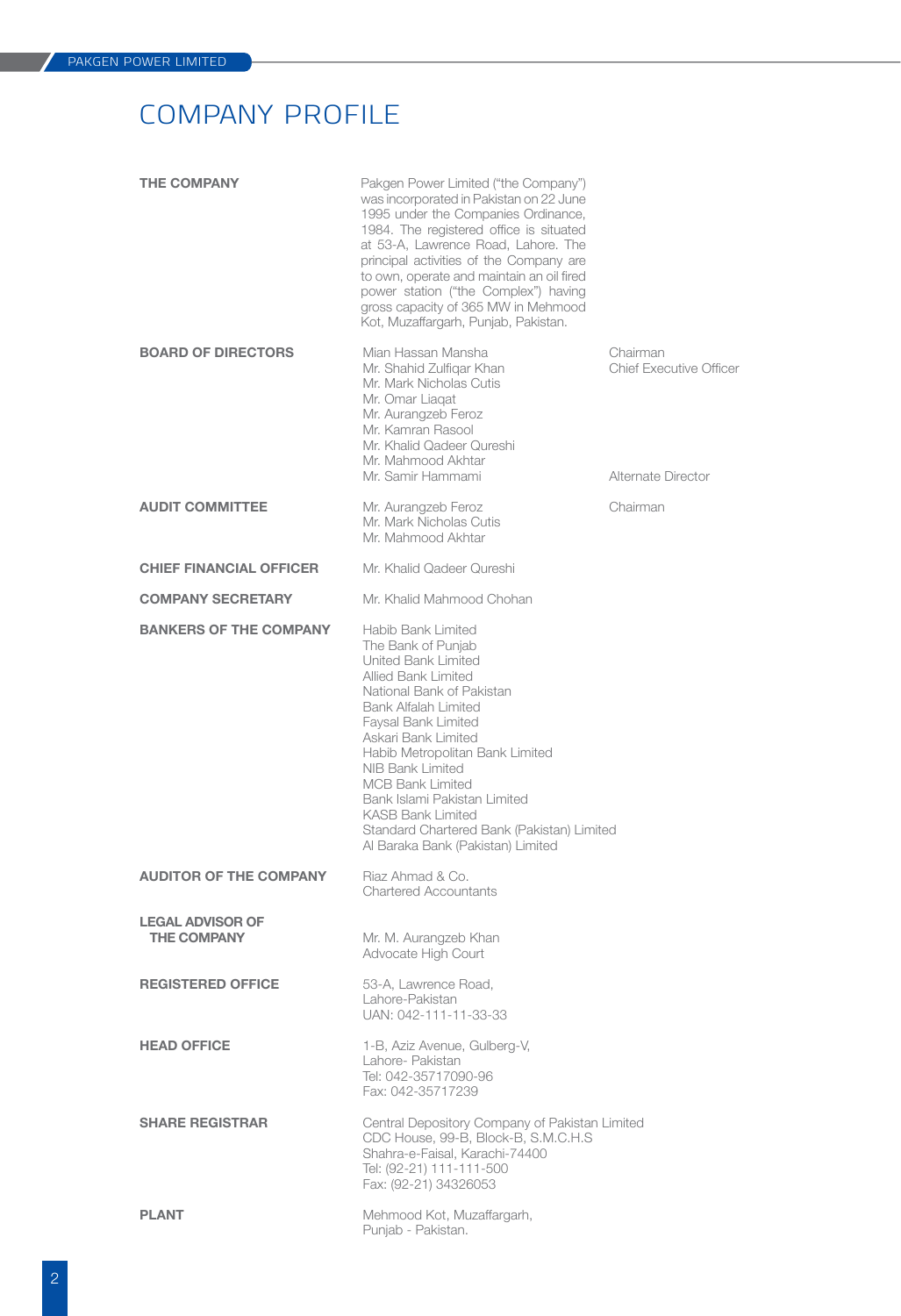# COMPANY PROFILE

**THE COMPANY**

Pakgen Power Limited ("the Company") was incorporated in Pakistan on 22 June 1995 under the Companies Ordinance, 1984. The registered office is situated at 53-A, Lawrence Road, Lahore. The principal activities of the Company are to own, operate and maintain an oil fired power station ("the Complex") having gross capacity of 365 MW in Mehmood Kot, Muzaffargarh, Punjab, Pakistan.

**BOARD OF DIRECTORS**

| Name | Designation |
|---|---|
| Mian Hassan Mansha | Chairman |
| Mr. Shahid Zulfiqar Khan | Chief Executive Officer |
| Mr. Mark Nicholas Cutis | |
| Mr. Omar Liaqat | |
| Mr. Aurangzeb Feroz | |
| Mr. Kamran Rasool | |
| Mr. Khalid Qadeer Qureshi | |
| Mr. Mahmood Akhtar | |
| Mr. Samir Hammami | Alternate Director |

**AUDIT COMMITTEE**

| Name | Designation |
|---|---|
| Mr. Aurangzeb Feroz | Chairman |
| Mr. Mark Nicholas Cutis | |
| Mr. Mahmood Akhtar | |

**CHIEF FINANCIAL OFFICER**

Mr. Khalid Qadeer Qureshi

**COMPANY SECRETARY**

Mr. Khalid Mahmood Chohan

**BANKERS OF THE COMPANY**

Habib Bank Limited
The Bank of Punjab
United Bank Limited
Allied Bank Limited
National Bank of Pakistan
Bank Alfalah Limited
Faysal Bank Limited
Askari Bank Limited
Habib Metropolitan Bank Limited
NIB Bank Limited
MCB Bank Limited
Bank Islami Pakistan Limited
KASB Bank Limited
Standard Chartered Bank (Pakistan) Limited
Al Baraka Bank (Pakistan) Limited

**AUDITOR OF THE COMPANY**

Riaz Ahmad & Co.
Chartered Accountants

**LEGAL ADVISOR OF THE COMPANY**

Mr. M. Aurangzeb Khan
Advocate High Court

**REGISTERED OFFICE**

53-A, Lawrence Road,
Lahore-Pakistan
UAN: 042-111-11-33-33

**HEAD OFFICE**

1-B, Aziz Avenue, Gulberg-V,
Lahore- Pakistan
Tel: 042-35717090-96
Fax: 042-35717239

**SHARE REGISTRAR**

Central Depository Company of Pakistan Limited
CDC House, 99-B, Block-B, S.M.C.H.S
Shahra-e-Faisal, Karachi-74400
Tel: (92-21) 111-111-500
Fax: (92-21) 34326053

**PLANT**

Mehmood Kot, Muzaffargarh,
Punjab - Pakistan.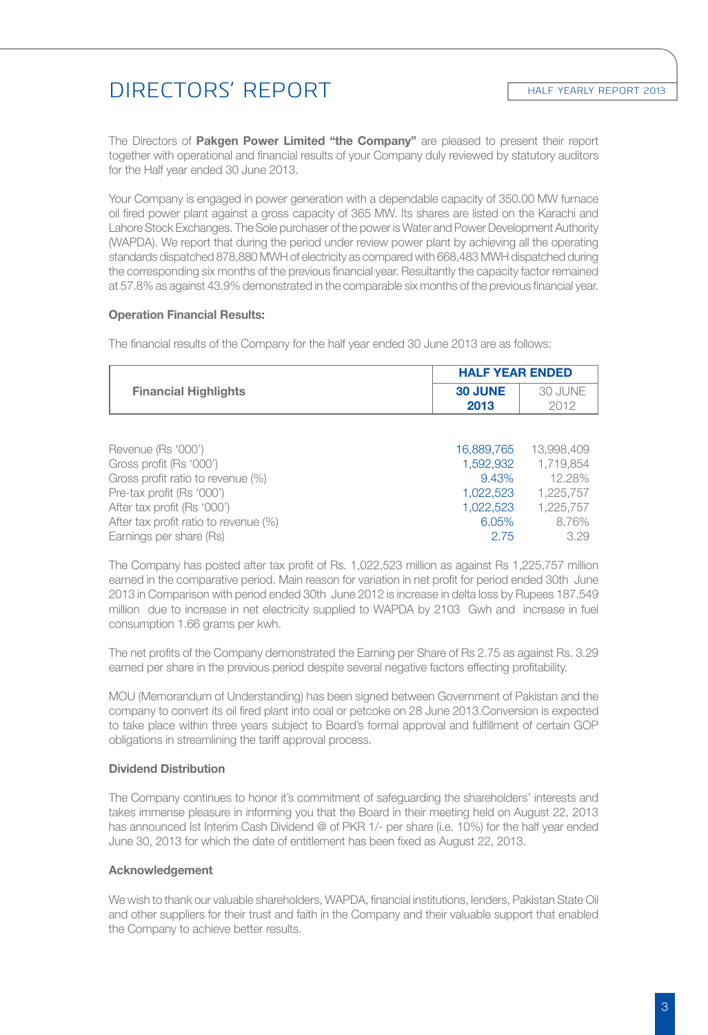# DIRECTORS' REPORT

The Directors of **Pakgen Power Limited "the Company"** are pleased to present their report together with operational and financial results of your Company duly reviewed by statutory auditors for the Half year ended 30 June 2013.

Your Company is engaged in power generation with a dependable capacity of 350.00 MW furnace oil fired power plant against a gross capacity of 365 MW. Its shares are listed on the Karachi and Lahore Stock Exchanges. The Sole purchaser of the power is Water and Power Development Authority (WAPDA). We report that during the period under review power plant by achieving all the operating standards dispatched 878,880 MWH of electricity as compared with 668,483 MWH dispatched during the corresponding six months of the previous financial year. Resultantly the capacity factor remained at 57.8% as against 43.9% demonstrated in the comparable six months of the previous financial year.

**Operation Financial Results:**

The financial results of the Company for the half year ended 30 June 2013 are as follows:

| Financial Highlights | HALF YEAR ENDED | |
|---|---|---|
| | **30 JUNE 2013** | 30 JUNE 2012 |
| Revenue (Rs '000') | 16,889,765 | 13,998,409 |
| Gross profit (Rs '000') | 1,592,932 | 1,719,854 |
| Gross profit ratio to revenue (%) | 9.43% | 12.28% |
| Pre-tax profit (Rs '000') | 1,022,523 | 1,225,757 |
| After tax profit (Rs '000') | 1,022,523 | 1,225,757 |
| After tax profit ratio to revenue (%) | 6.05% | 8.76% |
| Earnings per share (Rs) | 2.75 | 3.29 |

The Company has posted after tax profit of Rs. 1,022,523 million as against Rs 1,225,757 million earned in the comparative period. Main reason for variation in net profit for period ended 30th June 2013 in Comparison with period ended 30th June 2012 is increase in delta loss by Rupees 187.549 million due to increase in net electricity supplied to WAPDA by 2103 Gwh and increase in fuel consumption 1.66 grams per kwh.

The net profits of the Company demonstrated the Earning per Share of Rs 2.75 as against Rs. 3.29 earned per share in the previous period despite several negative factors effecting profitability.

MOU (Memorandum of Understanding) has been signed between Government of Pakistan and the company to convert its oil fired plant into coal or petcoke on 28 June 2013.Conversion is expected to take place within three years subject to Board's formal approval and fulfillment of certain GOP obligations in streamlining the tariff approval process.

**Dividend Distribution**

The Company continues to honor it's commitment of safeguarding the shareholders' interests and takes immense pleasure in informing you that the Board in their meeting held on August 22, 2013 has announced Ist Interim Cash Dividend @ of PKR 1/- per share (i.e. 10%) for the half year ended June 30, 2013 for which the date of entitlement has been fixed as August 22, 2013.

**Acknowledgement**

We wish to thank our valuable shareholders, WAPDA, financial institutions, lenders, Pakistan State Oil and other suppliers for their trust and faith in the Company and their valuable support that enabled the Company to achieve better results.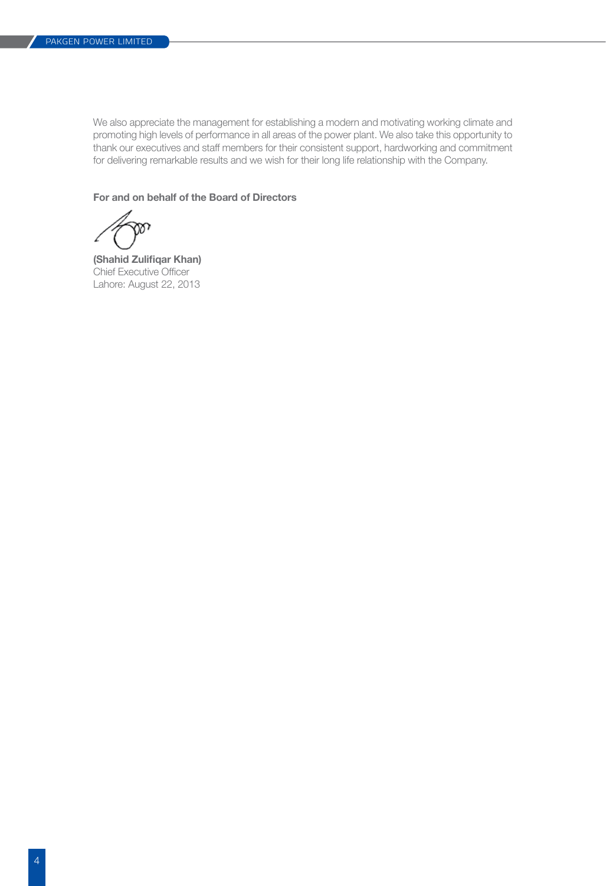We also appreciate the management for establishing a modern and motivating working climate and promoting high levels of performance in all areas of the power plant. We also take this opportunity to thank our executives and staff members for their consistent support, hardworking and commitment for delivering remarkable results and we wish for their long life relationship with the Company.

**For and on behalf of the Board of Directors**

**(Shahid Zulifiqar Khan)**
Chief Executive Officer
Lahore: August 22, 2013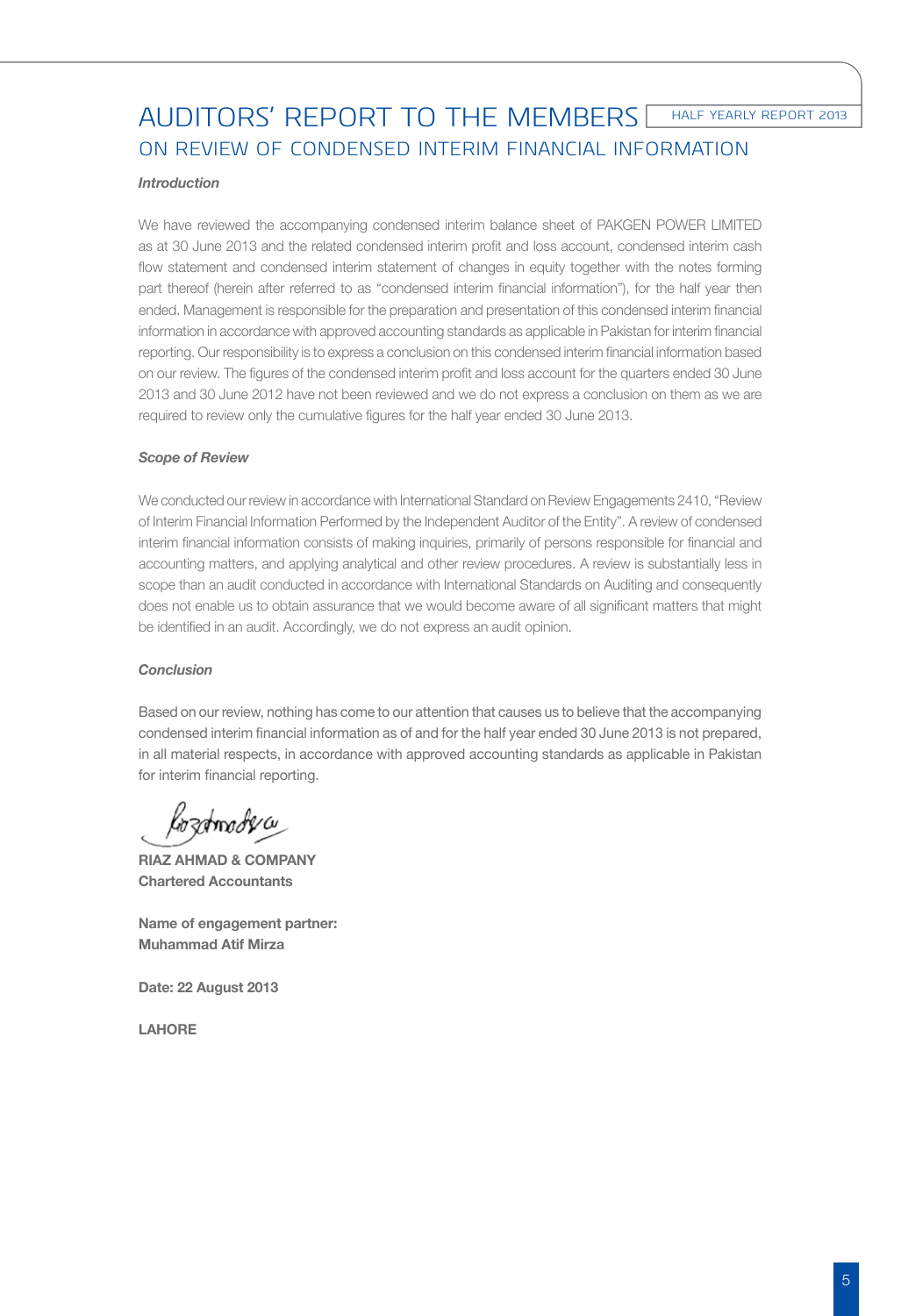# AUDITORS' REPORT TO THE MEMBERS
## ON REVIEW OF CONDENSED INTERIM FINANCIAL INFORMATION

***Introduction***

We have reviewed the accompanying condensed interim balance sheet of PAKGEN POWER LIMITED as at 30 June 2013 and the related condensed interim profit and loss account, condensed interim cash flow statement and condensed interim statement of changes in equity together with the notes forming part thereof (herein after referred to as "condensed interim financial information"), for the half year then ended. Management is responsible for the preparation and presentation of this condensed interim financial information in accordance with approved accounting standards as applicable in Pakistan for interim financial reporting. Our responsibility is to express a conclusion on this condensed interim financial information based on our review. The figures of the condensed interim profit and loss account for the quarters ended 30 June 2013 and 30 June 2012 have not been reviewed and we do not express a conclusion on them as we are required to review only the cumulative figures for the half year ended 30 June 2013.

***Scope of Review***

We conducted our review in accordance with International Standard on Review Engagements 2410, "Review of Interim Financial Information Performed by the Independent Auditor of the Entity". A review of condensed interim financial information consists of making inquiries, primarily of persons responsible for financial and accounting matters, and applying analytical and other review procedures. A review is substantially less in scope than an audit conducted in accordance with International Standards on Auditing and consequently does not enable us to obtain assurance that we would become aware of all significant matters that might be identified in an audit. Accordingly, we do not express an audit opinion.

***Conclusion***

Based on our review, nothing has come to our attention that causes us to believe that the accompanying condensed interim financial information as of and for the half year ended 30 June 2013 is not prepared, in all material respects, in accordance with approved accounting standards as applicable in Pakistan for interim financial reporting.

**RIAZ AHMAD & COMPANY**
**Chartered Accountants**

**Name of engagement partner:**
**Muhammad Atif Mirza**

**Date: 22 August 2013**

**LAHORE**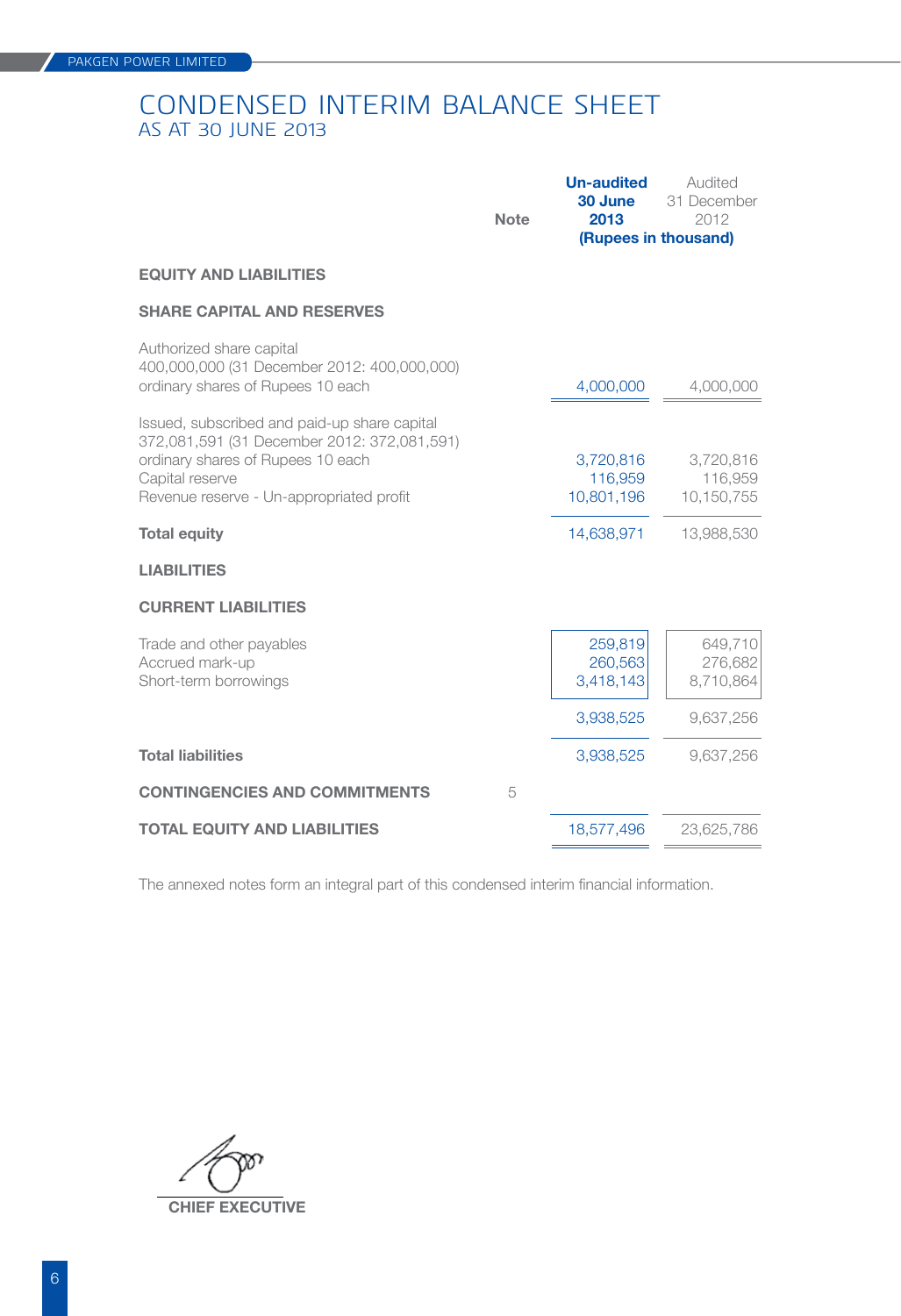# CONDENSED INTERIM BALANCE SHEET

## AS AT 30 JUNE 2013

| | Note | Un-audited 30 June 2013 | Audited 31 December 2012 |
|---|---|---|---|
| | | (Rupees in thousand) | |
| **EQUITY AND LIABILITIES** | | | |
| **SHARE CAPITAL AND RESERVES** | | | |
| Authorized share capital 400,000,000 (31 December 2012: 400,000,000) ordinary shares of Rupees 10 each | | 4,000,000 | 4,000,000 |
| Issued, subscribed and paid-up share capital 372,081,591 (31 December 2012: 372,081,591) ordinary shares of Rupees 10 each | | 3,720,816 | 3,720,816 |
| Capital reserve | | 116,959 | 116,959 |
| Revenue reserve - Un-appropriated profit | | 10,801,196 | 10,150,755 |
| **Total equity** | | 14,638,971 | 13,988,530 |
| **LIABILITIES** | | | |
| **CURRENT LIABILITIES** | | | |
| Trade and other payables | | 259,819 | 649,710 |
| Accrued mark-up | | 260,563 | 276,682 |
| Short-term borrowings | | 3,418,143 | 8,710,864 |
| | | 3,938,525 | 9,637,256 |
| **Total liabilities** | | 3,938,525 | 9,637,256 |
| **CONTINGENCIES AND COMMITMENTS** | 5 | | |
| **TOTAL EQUITY AND LIABILITIES** | | 18,577,496 | 23,625,786 |

The annexed notes form an integral part of this condensed interim financial information.

**CHIEF EXECUTIVE**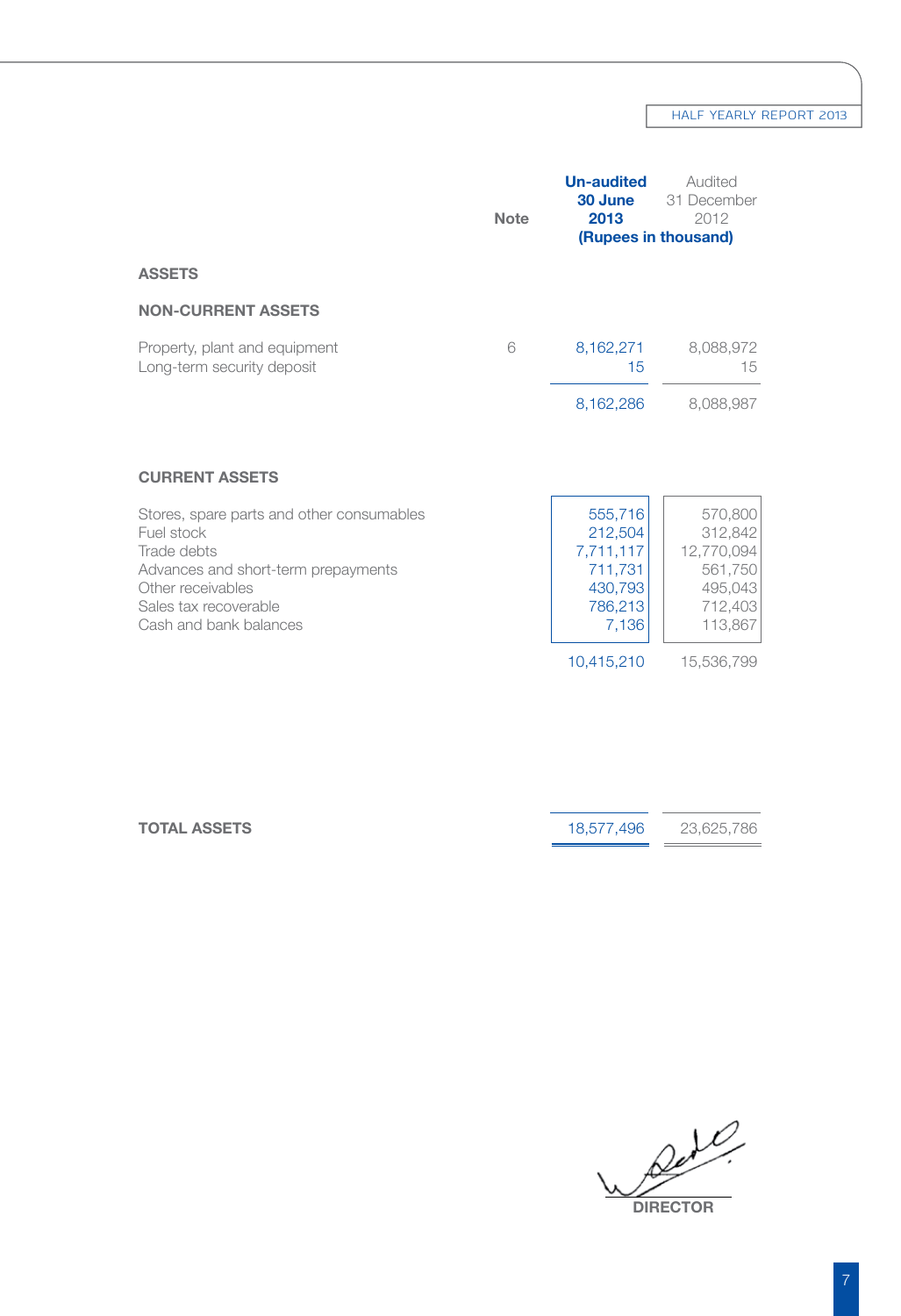| | Note | Un-audited 30 June 2013 | Audited 31 December 2012 |
|---|---|---|---|
| | | (Rupees in thousand) | |
| **ASSETS** | | | |
| **NON-CURRENT ASSETS** | | | |
| Property, plant and equipment | 6 | 8,162,271 | 8,088,972 |
| Long-term security deposit | | 15 | 15 |
| | | 8,162,286 | 8,088,987 |
| **CURRENT ASSETS** | | | |
| Stores, spare parts and other consumables | | 555,716 | 570,800 |
| Fuel stock | | 212,504 | 312,842 |
| Trade debts | | 7,711,117 | 12,770,094 |
| Advances and short-term prepayments | | 711,731 | 561,750 |
| Other receivables | | 430,793 | 495,043 |
| Sales tax recoverable | | 786,213 | 712,403 |
| Cash and bank balances | | 7,136 | 113,867 |
| | | 10,415,210 | 15,536,799 |
| **TOTAL ASSETS** | | 18,577,496 | 23,625,786 |

**DIRECTOR**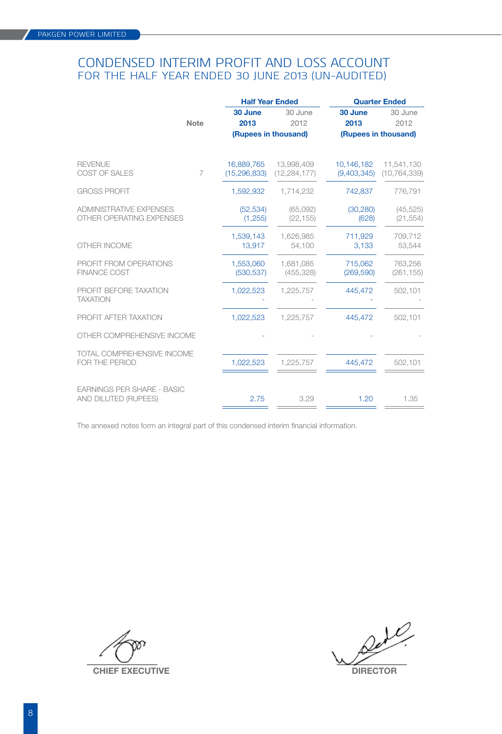# CONDENSED INTERIM PROFIT AND LOSS ACCOUNT
## FOR THE HALF YEAR ENDED 30 JUNE 2013 (UN-AUDITED)

| | Note | Half Year Ended | | Quarter Ended | |
|---|---|---|---|---|---|
| | | **30 June 2013** | 30 June 2012 | **30 June 2013** | 30 June 2012 |
| | | **(Rupees in thousand)** | | **(Rupees in thousand)** | |
| REVENUE | | 16,889,765 | 13,998,409 | 10,146,182 | 11,541,130 |
| COST OF SALES | 7 | (15,296,833) | (12,284,177) | (9,403,345) | (10,764,339) |
| GROSS PROFIT | | 1,592,932 | 1,714,232 | 742,837 | 776,791 |
| ADMINISTRATIVE EXPENSES | | (52,534) | (65,092) | (30,280) | (45,525) |
| OTHER OPERATING EXPENSES | | (1,255) | (22,155) | (628) | (21,554) |
| | | 1,539,143 | 1,626,985 | 711,929 | 709,712 |
| OTHER INCOME | | 13,917 | 54,100 | 3,133 | 53,544 |
| PROFIT FROM OPERATIONS | | 1,553,060 | 1,681,085 | 715,062 | 763,256 |
| FINANCE COST | | (530,537) | (455,328) | (269,590) | (261,155) |
| PROFIT BEFORE TAXATION | | 1,022,523 | 1,225,757 | 445,472 | 502,101 |
| TAXATION | | - | - | - | - |
| PROFIT AFTER TAXATION | | 1,022,523 | 1,225,757 | 445,472 | 502,101 |
| OTHER COMPREHENSIVE INCOME | | - | - | - | - |
| TOTAL COMPREHENSIVE INCOME FOR THE PERIOD | | 1,022,523 | 1,225,757 | 445,472 | 502,101 |
| EARNINGS PER SHARE - BASIC AND DILUTED (RUPEES) | | 2.75 | 3.29 | 1.20 | 1.35 |

The annexed notes form an integral part of this condensed interim financial information.

**CHIEF EXECUTIVE** **DIRECTOR**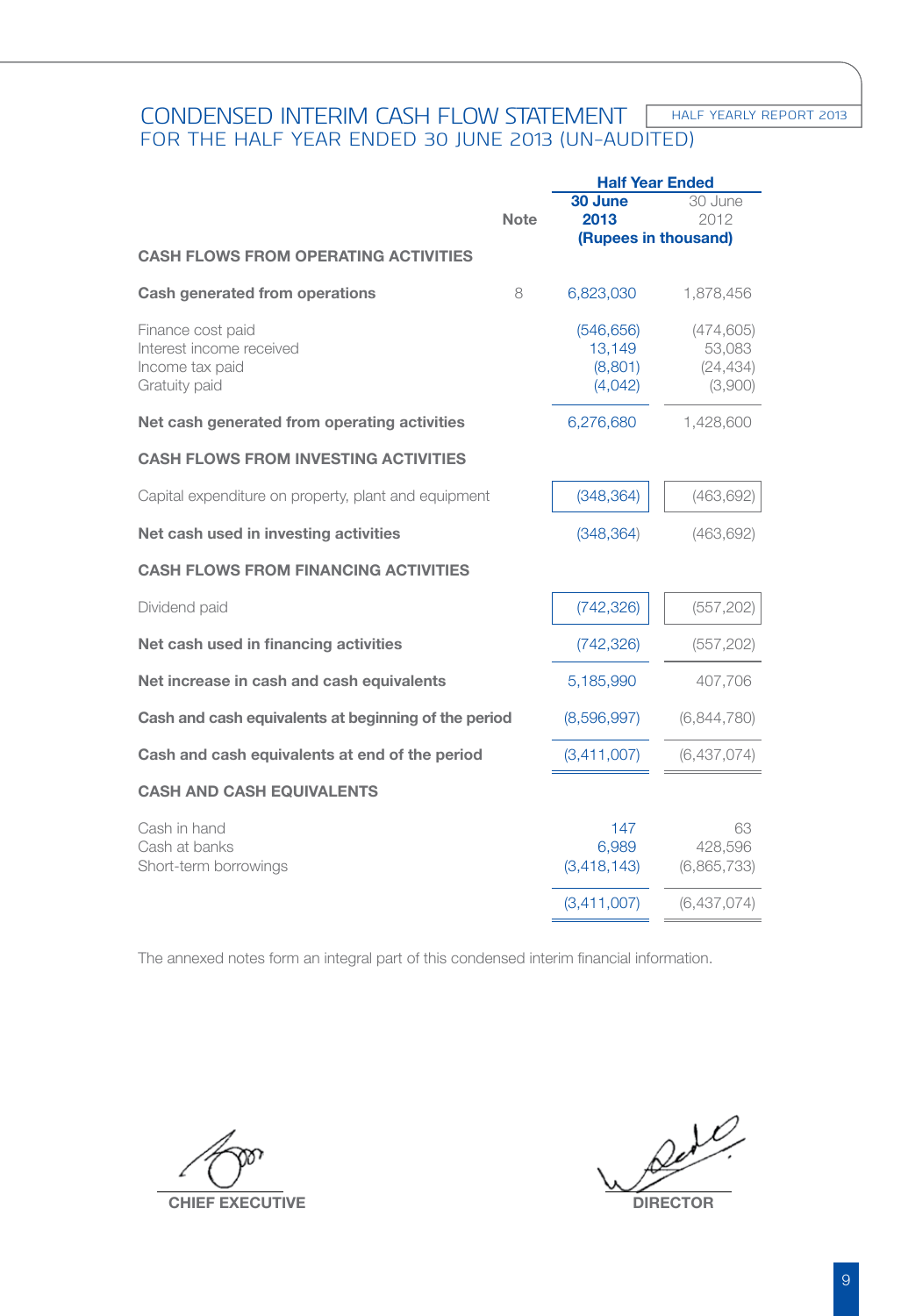# CONDENSED INTERIM CASH FLOW STATEMENT

## FOR THE HALF YEAR ENDED 30 JUNE 2013 (UN-AUDITED)

| | Note | Half Year Ended 30 June 2013 | 30 June 2012 |
|---|---|---|---|
| | | (Rupees in thousand) | |
| **CASH FLOWS FROM OPERATING ACTIVITIES** | | | |
| **Cash generated from operations** | 8 | 6,823,030 | 1,878,456 |
| Finance cost paid | | (546,656) | (474,605) |
| Interest income received | | 13,149 | 53,083 |
| Income tax paid | | (8,801) | (24,434) |
| Gratuity paid | | (4,042) | (3,900) |
| **Net cash generated from operating activities** | | 6,276,680 | 1,428,600 |
| **CASH FLOWS FROM INVESTING ACTIVITIES** | | | |
| Capital expenditure on property, plant and equipment | | (348,364) | (463,692) |
| **Net cash used in investing activities** | | (348,364) | (463,692) |
| **CASH FLOWS FROM FINANCING ACTIVITIES** | | | |
| Dividend paid | | (742,326) | (557,202) |
| **Net cash used in financing activities** | | (742,326) | (557,202) |
| **Net increase in cash and cash equivalents** | | 5,185,990 | 407,706 |
| **Cash and cash equivalents at beginning of the period** | | (8,596,997) | (6,844,780) |
| **Cash and cash equivalents at end of the period** | | (3,411,007) | (6,437,074) |
| **CASH AND CASH EQUIVALENTS** | | | |
| Cash in hand | | 147 | 63 |
| Cash at banks | | 6,989 | 428,596 |
| Short-term borrowings | | (3,418,143) | (6,865,733) |
| | | (3,411,007) | (6,437,074) |

The annexed notes form an integral part of this condensed interim financial information.

**CHIEF EXECUTIVE** | **DIRECTOR**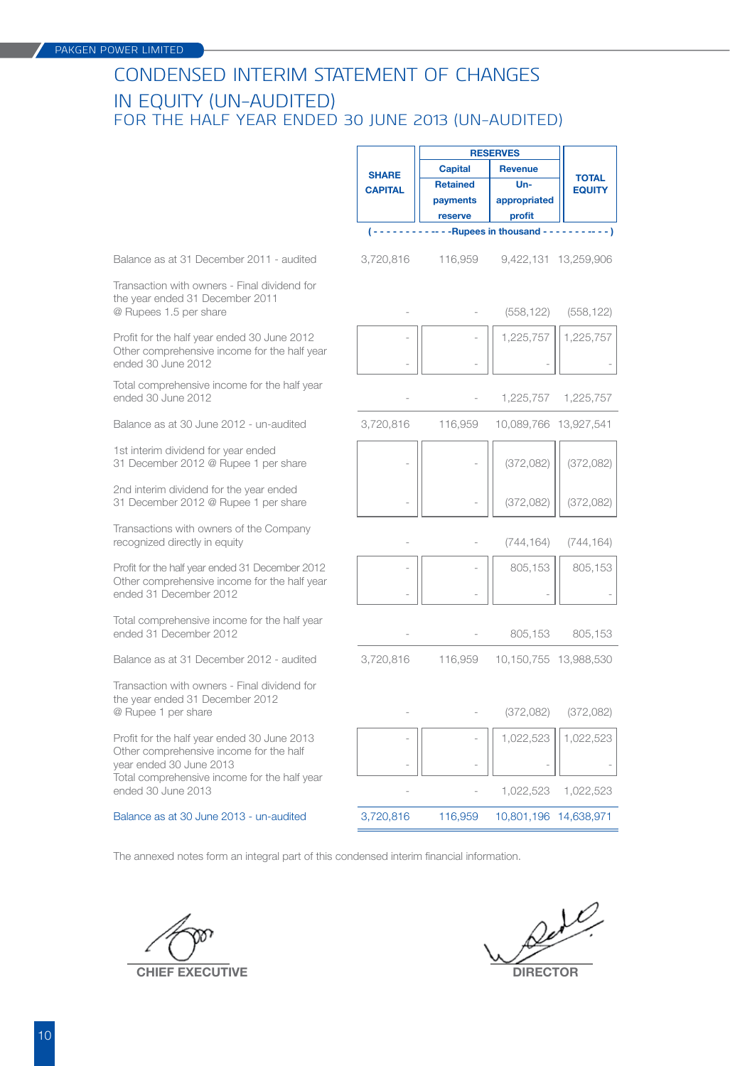# CONDENSED INTERIM STATEMENT OF CHANGES IN EQUITY (UN-AUDITED)

## FOR THE HALF YEAR ENDED 30 JUNE 2013 (UN-AUDITED)

| | SHARE CAPITAL | RESERVES | | TOTAL EQUITY |
|---|---|---|---|---|
| | | Capital | Revenue | |
| | | Retained payments reserve | Un-appropriated profit | |
| | (- - - - - - - - - - - - -Rupees in thousand - - - - - - - - - - - -) | | | |
| Balance as at 31 December 2011 - audited | 3,720,816 | 116,959 | 9,422,131 | 13,259,906 |
| Transaction with owners - Final dividend for the year ended 31 December 2011 @ Rupees 1.5 per share | - | - | (558,122) | (558,122) |
| Profit for the half year ended 30 June 2012 | - | - | 1,225,757 | 1,225,757 |
| Other comprehensive income for the half year ended 30 June 2012 | - | - | - | - |
| Total comprehensive income for the half year ended 30 June 2012 | - | - | 1,225,757 | 1,225,757 |
| Balance as at 30 June 2012 - un-audited | 3,720,816 | 116,959 | 10,089,766 | 13,927,541 |
| 1st interim dividend for year ended 31 December 2012 @ Rupee 1 per share | - | - | (372,082) | (372,082) |
| 2nd interim dividend for the year ended 31 December 2012 @ Rupee 1 per share | - | - | (372,082) | (372,082) |
| Transactions with owners of the Company recognized directly in equity | - | - | (744,164) | (744,164) |
| Profit for the half year ended 31 December 2012 | - | - | 805,153 | 805,153 |
| Other comprehensive income for the half year ended 31 December 2012 | - | - | - | - |
| Total comprehensive income for the half year ended 31 December 2012 | - | - | 805,153 | 805,153 |
| Balance as at 31 December 2012 - audited | 3,720,816 | 116,959 | 10,150,755 | 13,988,530 |
| Transaction with owners - Final dividend for the year ended 31 December 2012 @ Rupee 1 per share | - | - | (372,082) | (372,082) |
| Profit for the half year ended 30 June 2013 | - | - | 1,022,523 | 1,022,523 |
| Other comprehensive income for the half year ended 30 June 2013 | - | - | - | - |
| Total comprehensive income for the half year ended 30 June 2013 | - | - | 1,022,523 | 1,022,523 |
| Balance as at 30 June 2013 - un-audited | 3,720,816 | 116,959 | 10,801,196 | 14,638,971 |

The annexed notes form an integral part of this condensed interim financial information.

CHIEF EXECUTIVE

DIRECTOR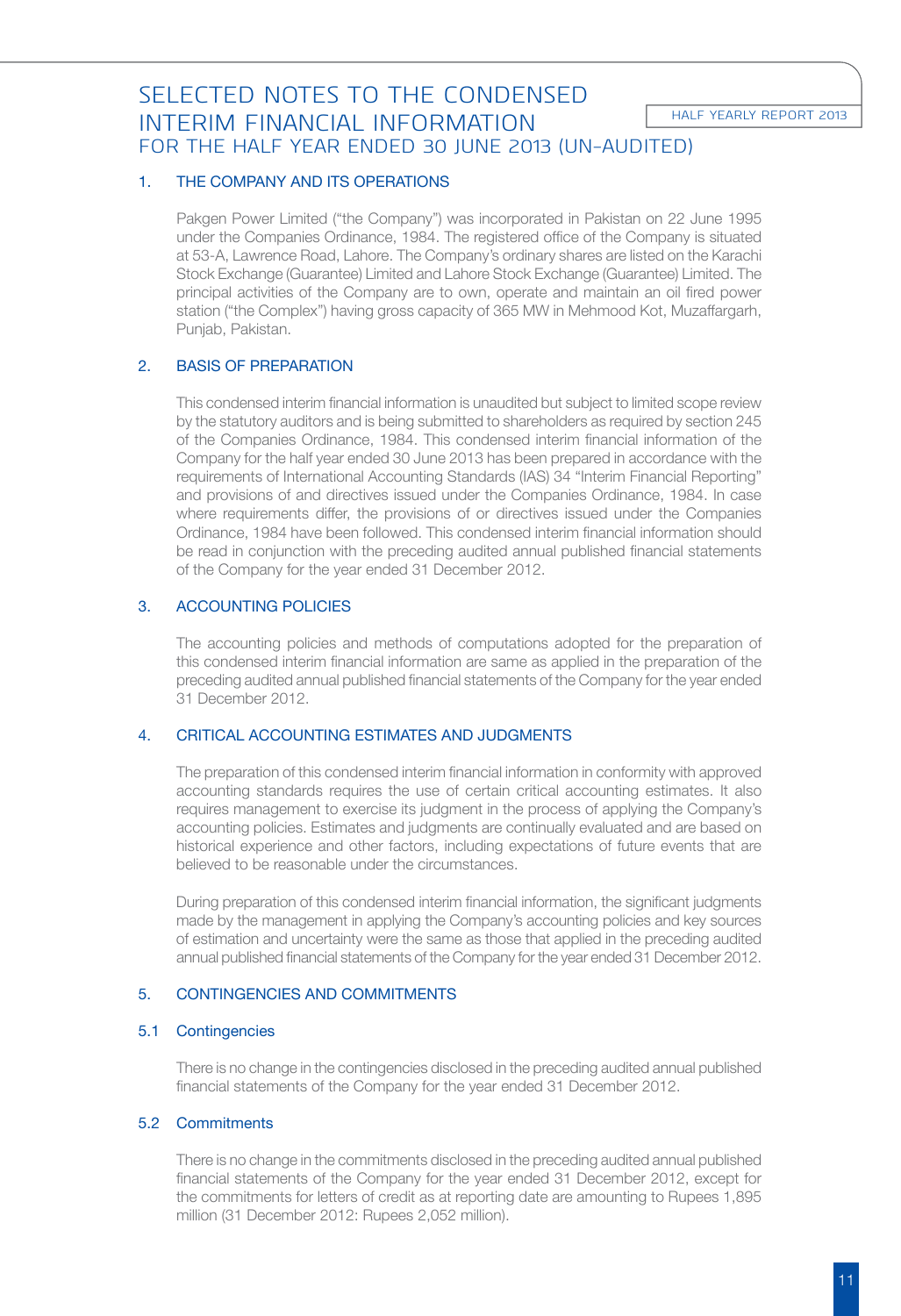# SELECTED NOTES TO THE CONDENSED INTERIM FINANCIAL INFORMATION
## FOR THE HALF YEAR ENDED 30 JUNE 2013 (UN-AUDITED)

### 1. THE COMPANY AND ITS OPERATIONS

Pakgen Power Limited ("the Company") was incorporated in Pakistan on 22 June 1995 under the Companies Ordinance, 1984. The registered office of the Company is situated at 53-A, Lawrence Road, Lahore. The Company's ordinary shares are listed on the Karachi Stock Exchange (Guarantee) Limited and Lahore Stock Exchange (Guarantee) Limited. The principal activities of the Company are to own, operate and maintain an oil fired power station ("the Complex") having gross capacity of 365 MW in Mehmood Kot, Muzaffargarh, Punjab, Pakistan.

### 2. BASIS OF PREPARATION

This condensed interim financial information is unaudited but subject to limited scope review by the statutory auditors and is being submitted to shareholders as required by section 245 of the Companies Ordinance, 1984. This condensed interim financial information of the Company for the half year ended 30 June 2013 has been prepared in accordance with the requirements of International Accounting Standards (IAS) 34 "Interim Financial Reporting" and provisions of and directives issued under the Companies Ordinance, 1984. In case where requirements differ, the provisions of or directives issued under the Companies Ordinance, 1984 have been followed. This condensed interim financial information should be read in conjunction with the preceding audited annual published financial statements of the Company for the year ended 31 December 2012.

### 3. ACCOUNTING POLICIES

The accounting policies and methods of computations adopted for the preparation of this condensed interim financial information are same as applied in the preparation of the preceding audited annual published financial statements of the Company for the year ended 31 December 2012.

### 4. CRITICAL ACCOUNTING ESTIMATES AND JUDGMENTS

The preparation of this condensed interim financial information in conformity with approved accounting standards requires the use of certain critical accounting estimates. It also requires management to exercise its judgment in the process of applying the Company's accounting policies. Estimates and judgments are continually evaluated and are based on historical experience and other factors, including expectations of future events that are believed to be reasonable under the circumstances.

During preparation of this condensed interim financial information, the significant judgments made by the management in applying the Company's accounting policies and key sources of estimation and uncertainty were the same as those that applied in the preceding audited annual published financial statements of the Company for the year ended 31 December 2012.

### 5. CONTINGENCIES AND COMMITMENTS

#### 5.1 Contingencies

There is no change in the contingencies disclosed in the preceding audited annual published financial statements of the Company for the year ended 31 December 2012.

#### 5.2 Commitments

There is no change in the commitments disclosed in the preceding audited annual published financial statements of the Company for the year ended 31 December 2012, except for the commitments for letters of credit as at reporting date are amounting to Rupees 1,895 million (31 December 2012: Rupees 2,052 million).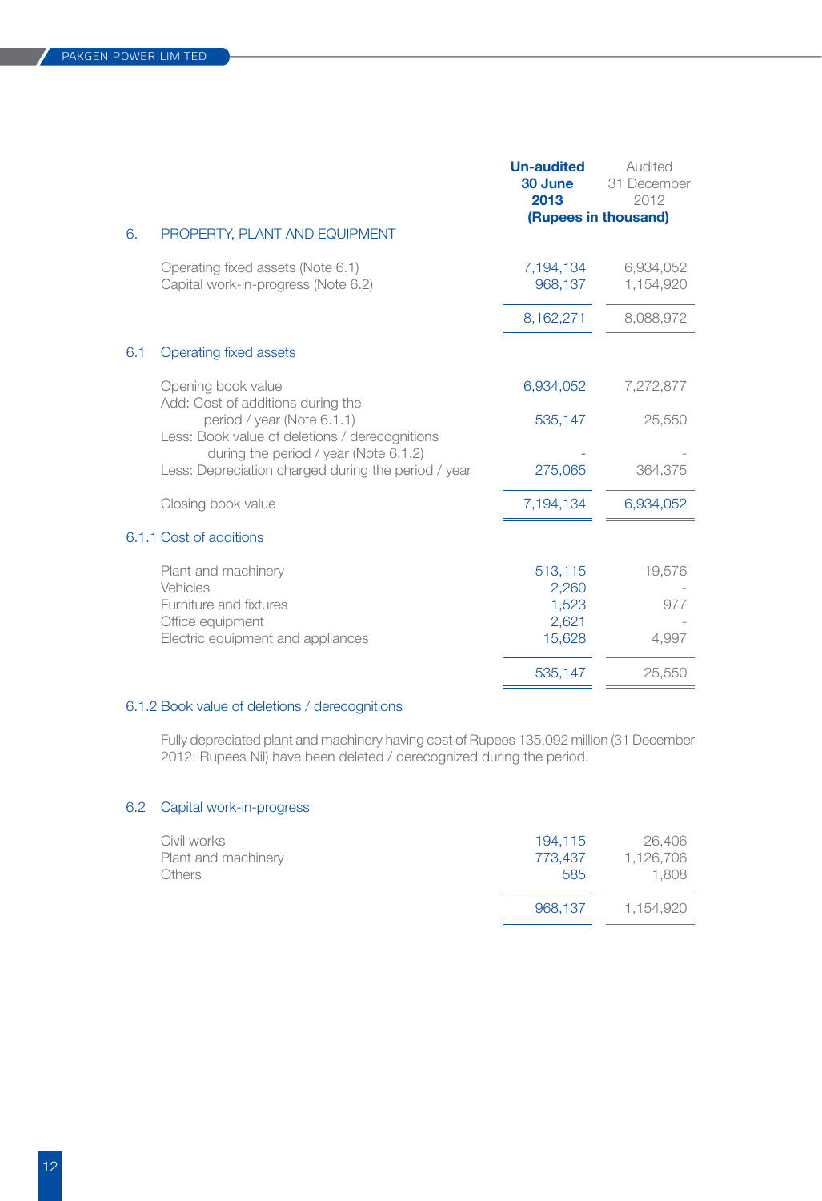## 6. PROPERTY, PLANT AND EQUIPMENT

| | Un-audited 30 June 2013 | Audited 31 December 2012 |
|---|---|---|
| | (Rupees in thousand) | |
| Operating fixed assets (Note 6.1) | 7,194,134 | 6,934,052 |
| Capital work-in-progress (Note 6.2) | 968,137 | 1,154,920 |
| | 8,162,271 | 8,088,972 |

### 6.1 Operating fixed assets

| | Un-audited 30 June 2013 | Audited 31 December 2012 |
|---|---|---|
| Opening book value | 6,934,052 | 7,272,877 |
| Add: Cost of additions during the period / year (Note 6.1.1) | 535,147 | 25,550 |
| Less: Book value of deletions / derecognitions during the period / year (Note 6.1.2) | - | - |
| Less: Depreciation charged during the period / year | 275,065 | 364,375 |
| Closing book value | 7,194,134 | 6,934,052 |

### 6.1.1 Cost of additions

| | Un-audited 30 June 2013 | Audited 31 December 2012 |
|---|---|---|
| Plant and machinery | 513,115 | 19,576 |
| Vehicles | 2,260 | - |
| Furniture and fixtures | 1,523 | 977 |
| Office equipment | 2,621 | - |
| Electric equipment and appliances | 15,628 | 4,997 |
| | 535,147 | 25,550 |

### 6.1.2 Book value of deletions / derecognitions

Fully depreciated plant and machinery having cost of Rupees 135.092 million (31 December 2012: Rupees Nil) have been deleted / derecognized during the period.

### 6.2 Capital work-in-progress

| | Un-audited 30 June 2013 | Audited 31 December 2012 |
|---|---|---|
| Civil works | 194,115 | 26,406 |
| Plant and machinery | 773,437 | 1,126,706 |
| Others | 585 | 1,808 |
| | 968,137 | 1,154,920 |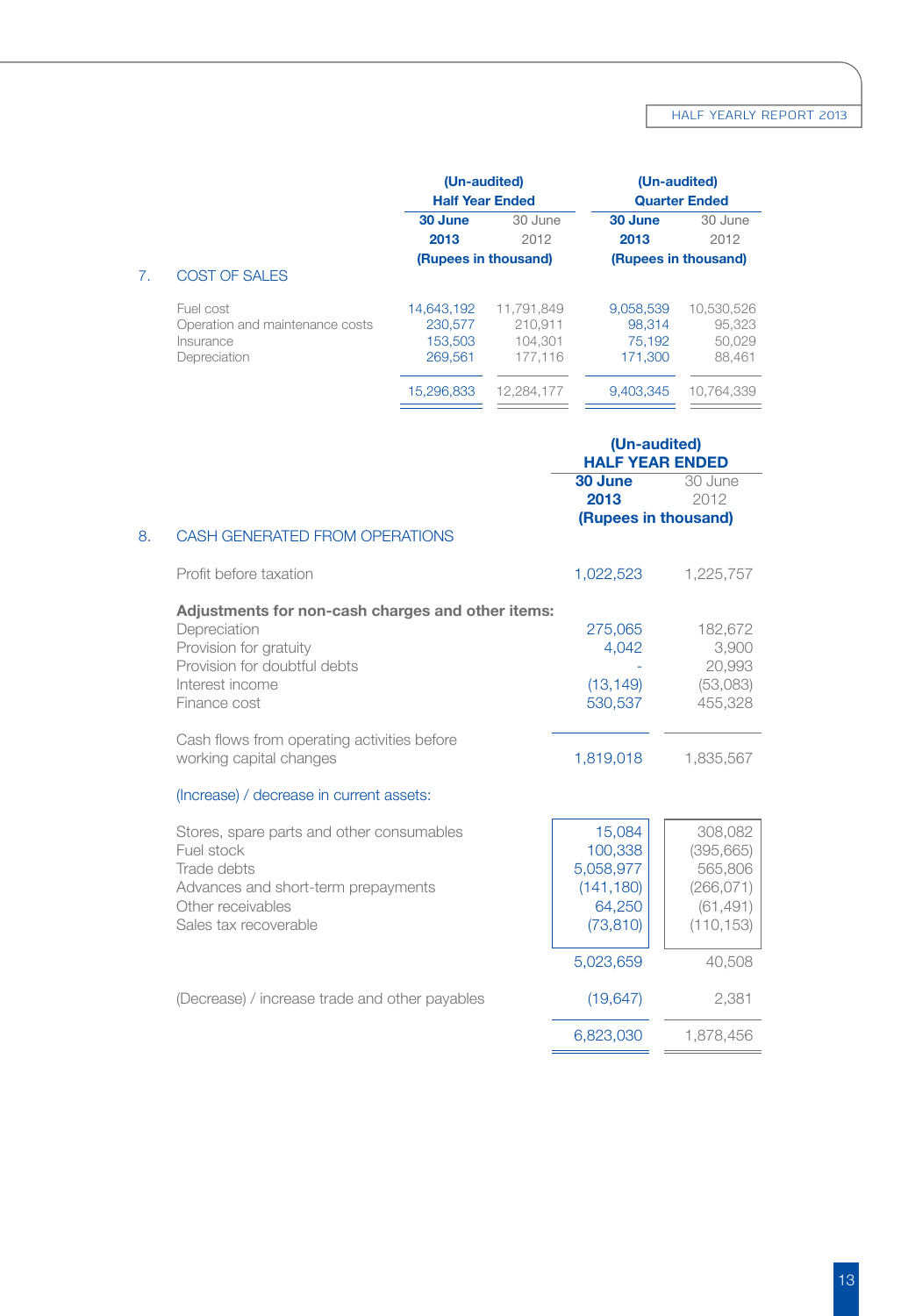## 7. COST OF SALES

| | (Un-audited) Half Year Ended | | (Un-audited) Quarter Ended | |
|---|---|---|---|---|
| | **30 June 2013** | 30 June 2012 | **30 June 2013** | 30 June 2012 |
| | **(Rupees in thousand)** | | **(Rupees in thousand)** | |
| Fuel cost | 14,643,192 | 11,791,849 | 9,058,539 | 10,530,526 |
| Operation and maintenance costs | 230,577 | 210,911 | 98,314 | 95,323 |
| Insurance | 153,503 | 104,301 | 75,192 | 50,029 |
| Depreciation | 269,561 | 177,116 | 171,300 | 88,461 |
| | 15,296,833 | 12,284,177 | 9,403,345 | 10,764,339 |

## 8. CASH GENERATED FROM OPERATIONS

| | (Un-audited) HALF YEAR ENDED | |
|---|---|---|
| | **30 June 2013** | 30 June 2012 |
| | **(Rupees in thousand)** | |
| Profit before taxation | 1,022,523 | 1,225,757 |
| **Adjustments for non-cash charges and other items:** | | |
| Depreciation | 275,065 | 182,672 |
| Provision for gratuity | 4,042 | 3,900 |
| Provision for doubtful debts | - | 20,993 |
| Interest income | (13,149) | (53,083) |
| Finance cost | 530,537 | 455,328 |
| Cash flows from operating activities before working capital changes | 1,819,018 | 1,835,567 |
| (Increase) / decrease in current assets: | | |
| Stores, spare parts and other consumables | 15,084 | 308,082 |
| Fuel stock | 100,338 | (395,665) |
| Trade debts | 5,058,977 | 565,806 |
| Advances and short-term prepayments | (141,180) | (266,071) |
| Other receivables | 64,250 | (61,491) |
| Sales tax recoverable | (73,810) | (110,153) |
| | 5,023,659 | 40,508 |
| (Decrease) / increase trade and other payables | (19,647) | 2,381 |
| | 6,823,030 | 1,878,456 |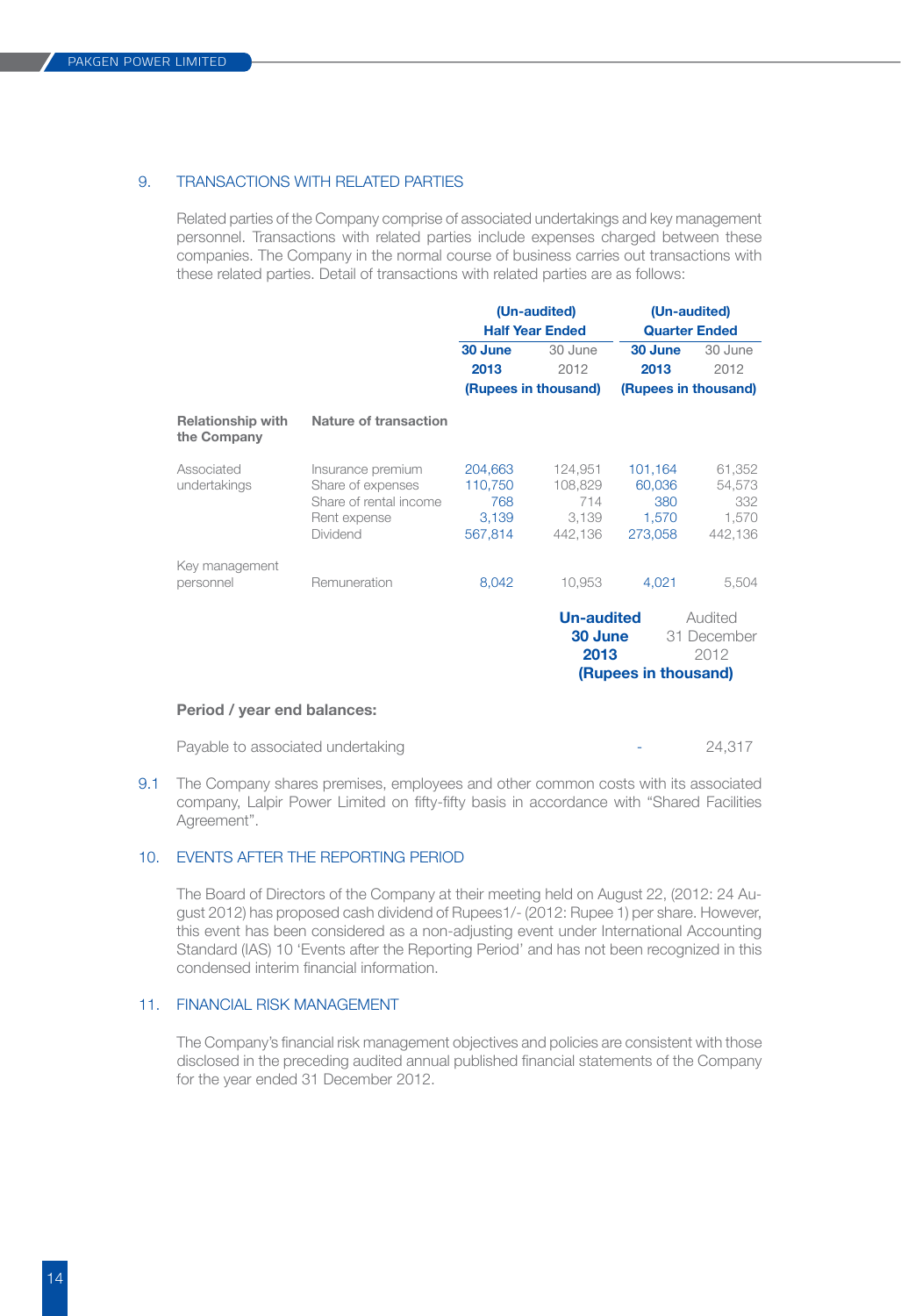## 9. TRANSACTIONS WITH RELATED PARTIES

Related parties of the Company comprise of associated undertakings and key management personnel. Transactions with related parties include expenses charged between these companies. The Company in the normal course of business carries out transactions with these related parties. Detail of transactions with related parties are as follows:

| | | (Un-audited) Half Year Ended | | (Un-audited) Quarter Ended | |
|---|---|---|---|---|---|
| | | 30 June 2013 | 30 June 2012 | 30 June 2013 | 30 June 2012 |
| | | (Rupees in thousand) | | (Rupees in thousand) | |
| **Relationship with the Company** | **Nature of transaction** | | | | |
| Associated undertakings | Insurance premium | 204,663 | 124,951 | 101,164 | 61,352 |
| | Share of expenses | 110,750 | 108,829 | 60,036 | 54,573 |
| | Share of rental income | 768 | 714 | 380 | 332 |
| | Rent expense | 3,139 | 3,139 | 1,570 | 1,570 |
| | Dividend | 567,814 | 442,136 | 273,058 | 442,136 |
| Key management personnel | Remuneration | 8,042 | 10,953 | 4,021 | 5,504 |

| | Un-audited 30 June 2013 | Audited 31 December 2012 |
|---|---|---|
| | (Rupees in thousand) | |
| **Period / year end balances:** | | |
| Payable to associated undertaking | - | 24,317 |

9.1 The Company shares premises, employees and other common costs with its associated company, Lalpir Power Limited on fifty-fifty basis in accordance with "Shared Facilities Agreement".

## 10. EVENTS AFTER THE REPORTING PERIOD

The Board of Directors of the Company at their meeting held on August 22, (2012: 24 August 2012) has proposed cash dividend of Rupees1/- (2012: Rupee 1) per share. However, this event has been considered as a non-adjusting event under International Accounting Standard (IAS) 10 'Events after the Reporting Period' and has not been recognized in this condensed interim financial information.

## 11. FINANCIAL RISK MANAGEMENT

The Company's financial risk management objectives and policies are consistent with those disclosed in the preceding audited annual published financial statements of the Company for the year ended 31 December 2012.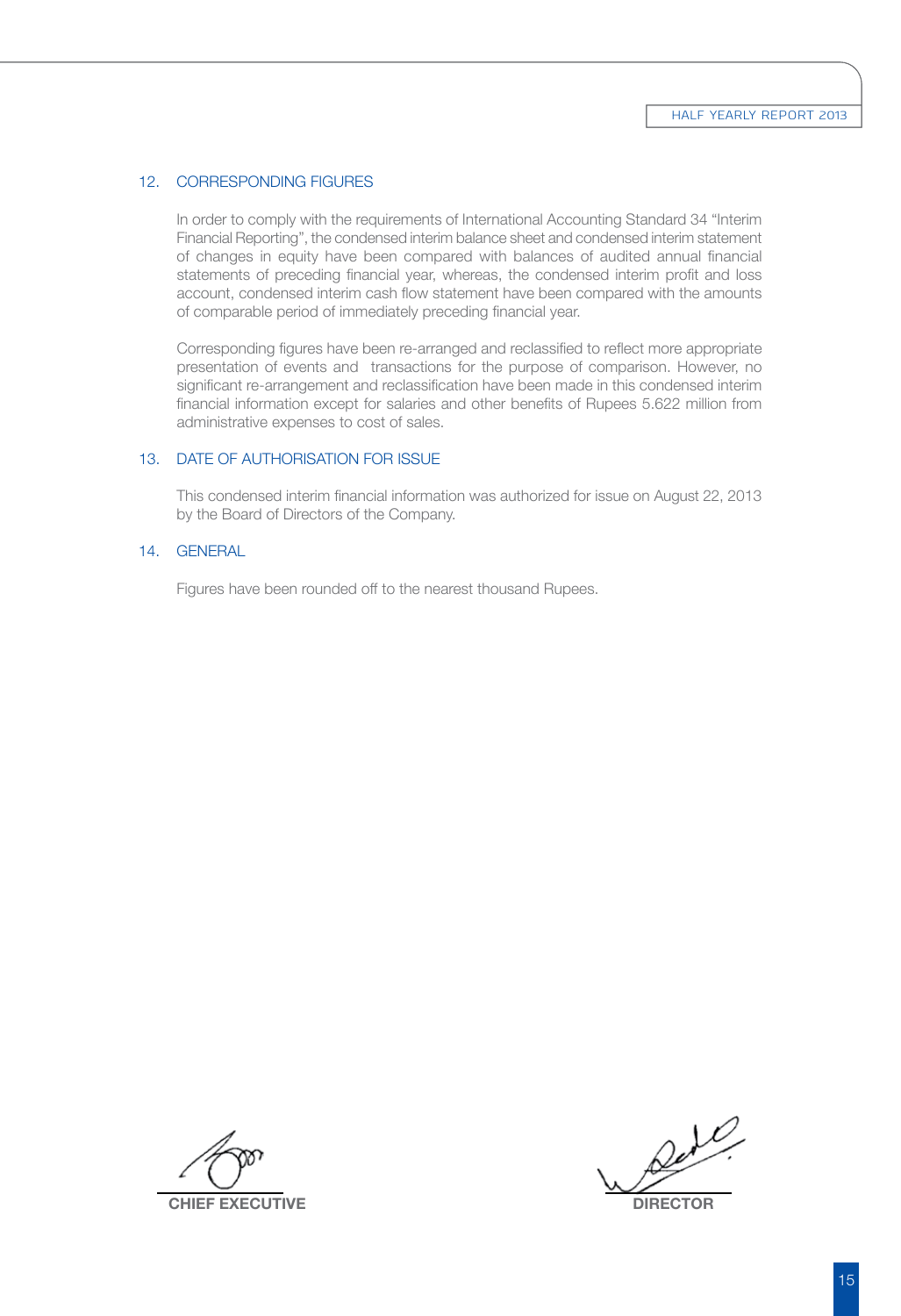## 12. CORRESPONDING FIGURES

In order to comply with the requirements of International Accounting Standard 34 "Interim Financial Reporting", the condensed interim balance sheet and condensed interim statement of changes in equity have been compared with balances of audited annual financial statements of preceding financial year, whereas, the condensed interim profit and loss account, condensed interim cash flow statement have been compared with the amounts of comparable period of immediately preceding financial year.

Corresponding figures have been re-arranged and reclassified to reflect more appropriate presentation of events and transactions for the purpose of comparison. However, no significant re-arrangement and reclassification have been made in this condensed interim financial information except for salaries and other benefits of Rupees 5.622 million from administrative expenses to cost of sales.

## 13. DATE OF AUTHORISATION FOR ISSUE

This condensed interim financial information was authorized for issue on August 22, 2013 by the Board of Directors of the Company.

## 14. GENERAL

Figures have been rounded off to the nearest thousand Rupees.

**CHIEF EXECUTIVE** | **DIRECTOR**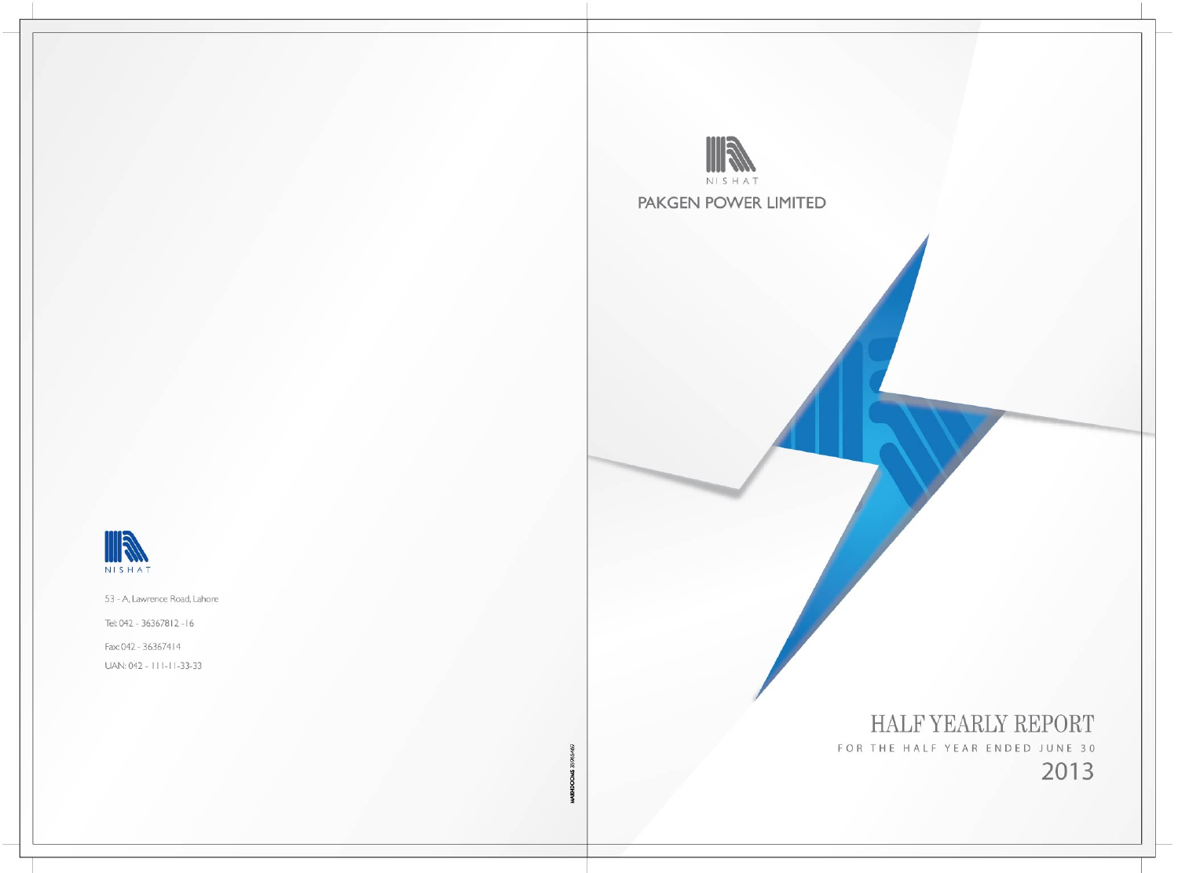NISHAT

53 - A, Lawrence Road, Lahore

Tel: 042 - 36367812 -16

Fax: 042 - 36367414

UAN: 042 - 111-11-33-33

NISHAT

PAKGEN POWER LIMITED

# HALF YEARLY REPORT

FOR THE HALF YEAR ENDED JUNE 30

2013